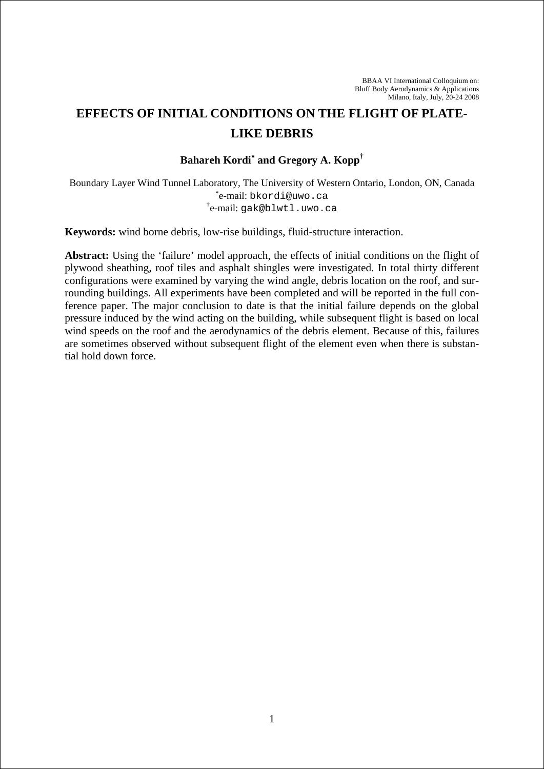BBAA VI International Colloquium on:
Bluff Body Aerodynamics & Applications
Milano, Italy, July, 20-24 2008

# EFFECTS OF INITIAL CONDITIONS ON THE FLIGHT OF PLATE-LIKE DEBRIS

**Bahareh Kordi[*] and Gregory A. Kopp[†]**

Boundary Layer Wind Tunnel Laboratory, The University of Western Ontario, London, ON, Canada
[*]e-mail: bkordi@uwo.ca
[†]e-mail: gak@blwtl.uwo.ca

**Keywords:** wind borne debris, low-rise buildings, fluid-structure interaction.

**Abstract:** Using the 'failure' model approach, the effects of initial conditions on the flight of plywood sheathing, roof tiles and asphalt shingles were investigated. In total thirty different configurations were examined by varying the wind angle, debris location on the roof, and surrounding buildings. All experiments have been completed and will be reported in the full conference paper. The major conclusion to date is that the initial failure depends on the global pressure induced by the wind acting on the building, while subsequent flight is based on local wind speeds on the roof and the aerodynamics of the debris element. Because of this, failures are sometimes observed without subsequent flight of the element even when there is substantial hold down force.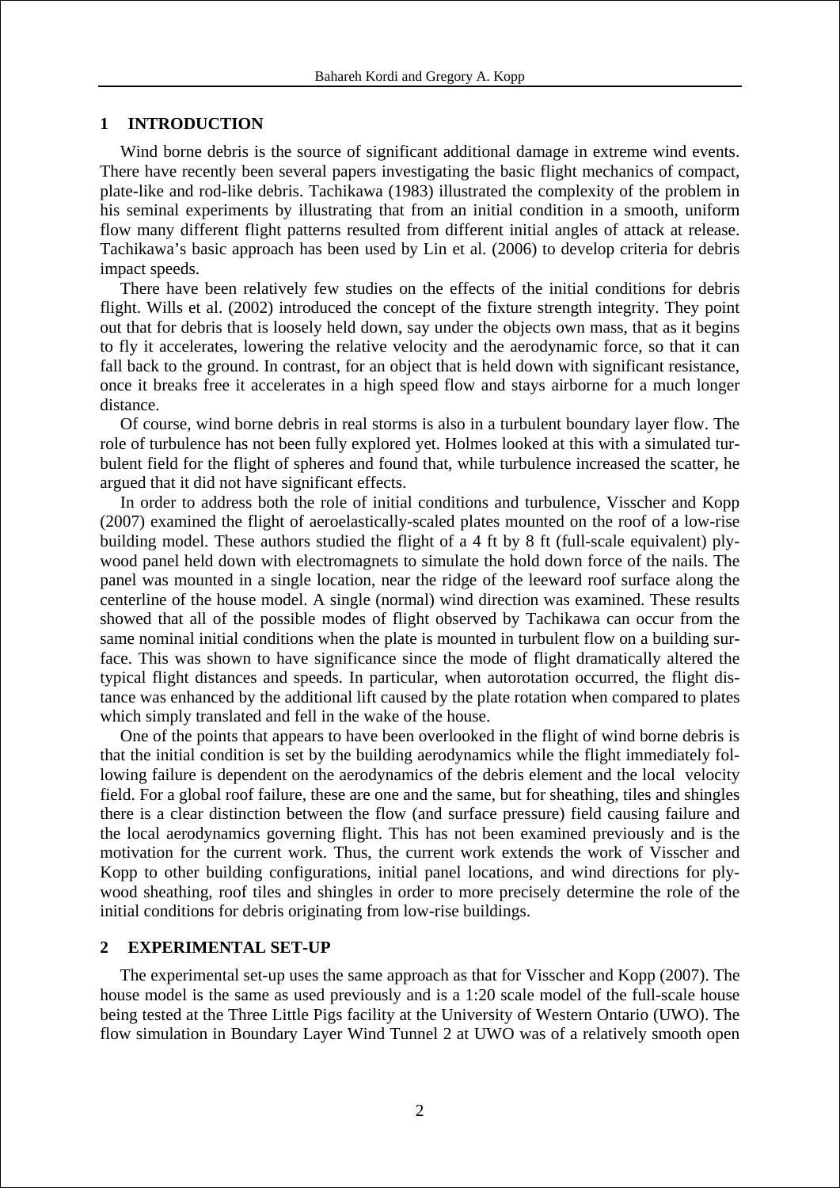## 1 INTRODUCTION

Wind borne debris is the source of significant additional damage in extreme wind events. There have recently been several papers investigating the basic flight mechanics of compact, plate-like and rod-like debris. Tachikawa (1983) illustrated the complexity of the problem in his seminal experiments by illustrating that from an initial condition in a smooth, uniform flow many different flight patterns resulted from different initial angles of attack at release. Tachikawa's basic approach has been used by Lin et al. (2006) to develop criteria for debris impact speeds.

There have been relatively few studies on the effects of the initial conditions for debris flight. Wills et al. (2002) introduced the concept of the fixture strength integrity. They point out that for debris that is loosely held down, say under the objects own mass, that as it begins to fly it accelerates, lowering the relative velocity and the aerodynamic force, so that it can fall back to the ground. In contrast, for an object that is held down with significant resistance, once it breaks free it accelerates in a high speed flow and stays airborne for a much longer distance.

Of course, wind borne debris in real storms is also in a turbulent boundary layer flow. The role of turbulence has not been fully explored yet. Holmes looked at this with a simulated turbulent field for the flight of spheres and found that, while turbulence increased the scatter, he argued that it did not have significant effects.

In order to address both the role of initial conditions and turbulence, Visscher and Kopp (2007) examined the flight of aeroelastically-scaled plates mounted on the roof of a low-rise building model. These authors studied the flight of a 4 ft by 8 ft (full-scale equivalent) plywood panel held down with electromagnets to simulate the hold down force of the nails. The panel was mounted in a single location, near the ridge of the leeward roof surface along the centerline of the house model. A single (normal) wind direction was examined. These results showed that all of the possible modes of flight observed by Tachikawa can occur from the same nominal initial conditions when the plate is mounted in turbulent flow on a building surface. This was shown to have significance since the mode of flight dramatically altered the typical flight distances and speeds. In particular, when autorotation occurred, the flight distance was enhanced by the additional lift caused by the plate rotation when compared to plates which simply translated and fell in the wake of the house.

One of the points that appears to have been overlooked in the flight of wind borne debris is that the initial condition is set by the building aerodynamics while the flight immediately following failure is dependent on the aerodynamics of the debris element and the local velocity field. For a global roof failure, these are one and the same, but for sheathing, tiles and shingles there is a clear distinction between the flow (and surface pressure) field causing failure and the local aerodynamics governing flight. This has not been examined previously and is the motivation for the current work. Thus, the current work extends the work of Visscher and Kopp to other building configurations, initial panel locations, and wind directions for plywood sheathing, roof tiles and shingles in order to more precisely determine the role of the initial conditions for debris originating from low-rise buildings.

## 2 EXPERIMENTAL SET-UP

The experimental set-up uses the same approach as that for Visscher and Kopp (2007). The house model is the same as used previously and is a 1:20 scale model of the full-scale house being tested at the Three Little Pigs facility at the University of Western Ontario (UWO). The flow simulation in Boundary Layer Wind Tunnel 2 at UWO was of a relatively smooth open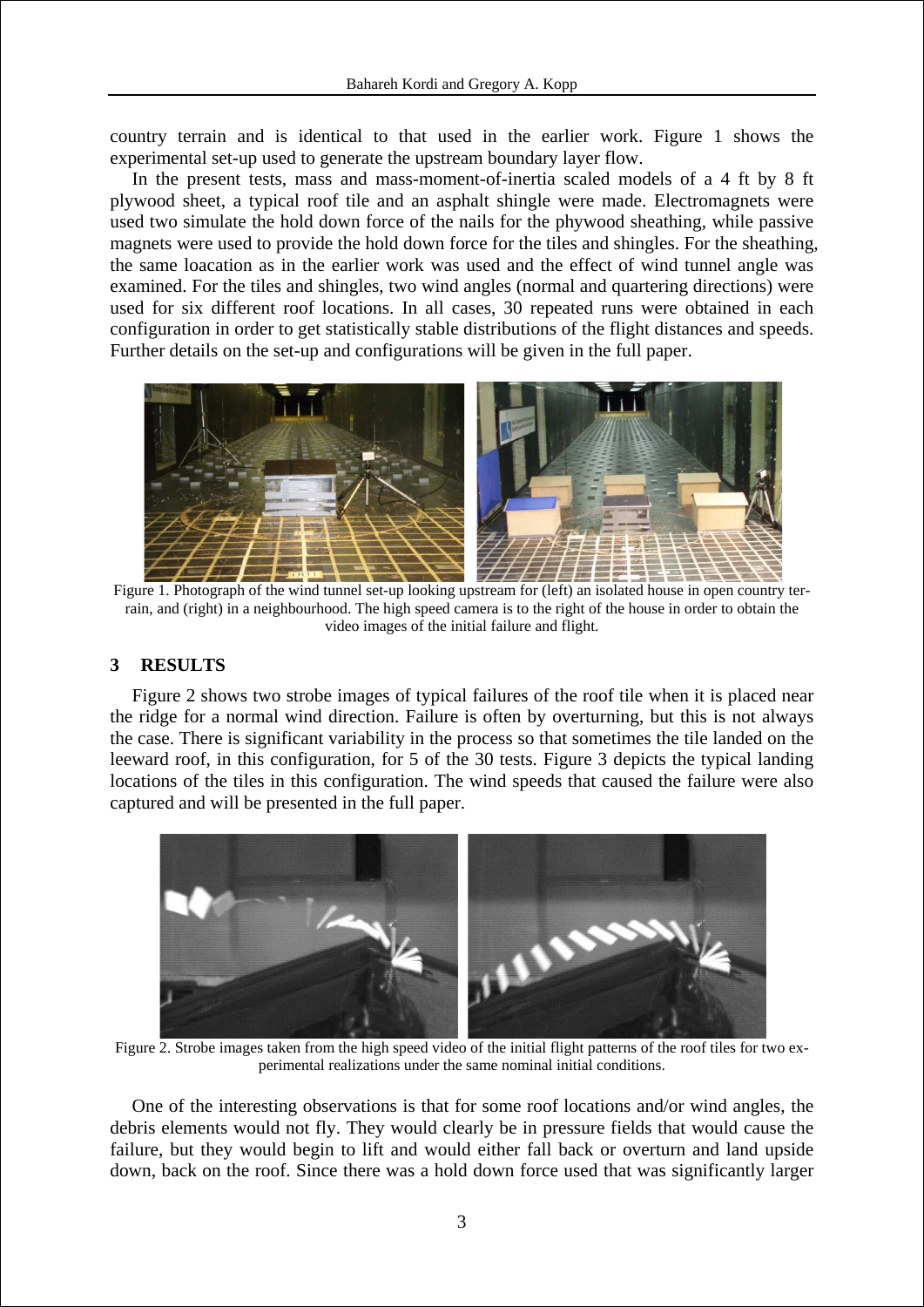country terrain and is identical to that used in the earlier work. Figure 1 shows the experimental set-up used to generate the upstream boundary layer flow.

In the present tests, mass and mass-moment-of-inertia scaled models of a 4 ft by 8 ft plywood sheet, a typical roof tile and an asphalt shingle were made. Electromagnets were used two simulate the hold down force of the nails for the phywood sheathing, while passive magnets were used to provide the hold down force for the tiles and shingles. For the sheathing, the same loacation as in the earlier work was used and the effect of wind tunnel angle was examined. For the tiles and shingles, two wind angles (normal and quartering directions) were used for six different roof locations. In all cases, 30 repeated runs were obtained in each configuration in order to get statistically stable distributions of the flight distances and speeds. Further details on the set-up and configurations will be given in the full paper.

Figure 1. Photograph of the wind tunnel set-up looking upstream for (left) an isolated house in open country terrain, and (right) in a neighbourhood. The high speed camera is to the right of the house in order to obtain the video images of the initial failure and flight.

## 3 RESULTS

Figure 2 shows two strobe images of typical failures of the roof tile when it is placed near the ridge for a normal wind direction. Failure is often by overturning, but this is not always the case. There is significant variability in the process so that sometimes the tile landed on the leeward roof, in this configuration, for 5 of the 30 tests. Figure 3 depicts the typical landing locations of the tiles in this configuration. The wind speeds that caused the failure were also captured and will be presented in the full paper.

Figure 2. Strobe images taken from the high speed video of the initial flight patterns of the roof tiles for two experimental realizations under the same nominal initial conditions.

One of the interesting observations is that for some roof locations and/or wind angles, the debris elements would not fly. They would clearly be in pressure fields that would cause the failure, but they would begin to lift and would either fall back or overturn and land upside down, back on the roof. Since there was a hold down force used that was significantly larger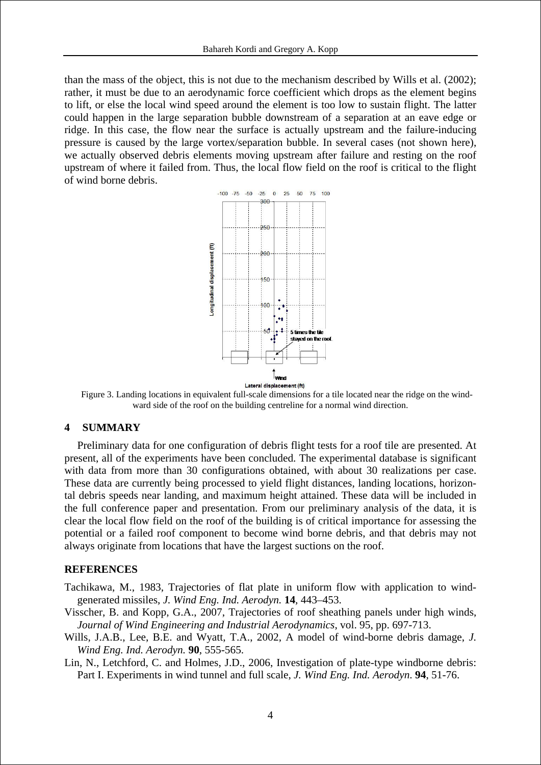than the mass of the object, this is not due to the mechanism described by Wills et al. (2002); rather, it must be due to an aerodynamic force coefficient which drops as the element begins to lift, or else the local wind speed around the element is too low to sustain flight. The latter could happen in the large separation bubble downstream of a separation at an eave edge or ridge. In this case, the flow near the surface is actually upstream and the failure-inducing pressure is caused by the large vortex/separation bubble. In several cases (not shown here), we actually observed debris elements moving upstream after failure and resting on the roof upstream of where it failed from. Thus, the local flow field on the roof is critical to the flight of wind borne debris.

-100 -75 -50 -25 0 25 50 75 100

300

250

200

150

100

50

Longitudinal displacement (ft)

5 times the tile stayed on the roof.

Wind

Lateral displacement (ft)

Figure 3. Landing locations in equivalent full-scale dimensions for a tile located near the ridge on the windward side of the roof on the building centreline for a normal wind direction.

## 4 SUMMARY

Preliminary data for one configuration of debris flight tests for a roof tile are presented. At present, all of the experiments have been concluded. The experimental database is significant with data from more than 30 configurations obtained, with about 30 realizations per case. These data are currently being processed to yield flight distances, landing locations, horizontal debris speeds near landing, and maximum height attained. These data will be included in the full conference paper and presentation. From our preliminary analysis of the data, it is clear the local flow field on the roof of the building is of critical importance for assessing the potential or a failed roof component to become wind borne debris, and that debris may not always originate from locations that have the largest suctions on the roof.

## REFERENCES

Tachikawa, M., 1983, Trajectories of flat plate in uniform flow with application to wind-generated missiles, *J. Wind Eng. Ind. Aerodyn.* **14**, 443–453.

Visscher, B. and Kopp, G.A., 2007, Trajectories of roof sheathing panels under high winds, *Journal of Wind Engineering and Industrial Aerodynamics*, vol. 95, pp. 697-713.

Wills, J.A.B., Lee, B.E. and Wyatt, T.A., 2002, A model of wind-borne debris damage, *J. Wind Eng. Ind. Aerodyn.* **90**, 555-565.

Lin, N., Letchford, C. and Holmes, J.D., 2006, Investigation of plate-type windborne debris: Part I. Experiments in wind tunnel and full scale, *J. Wind Eng. Ind. Aerodyn*. **94**, 51-76.